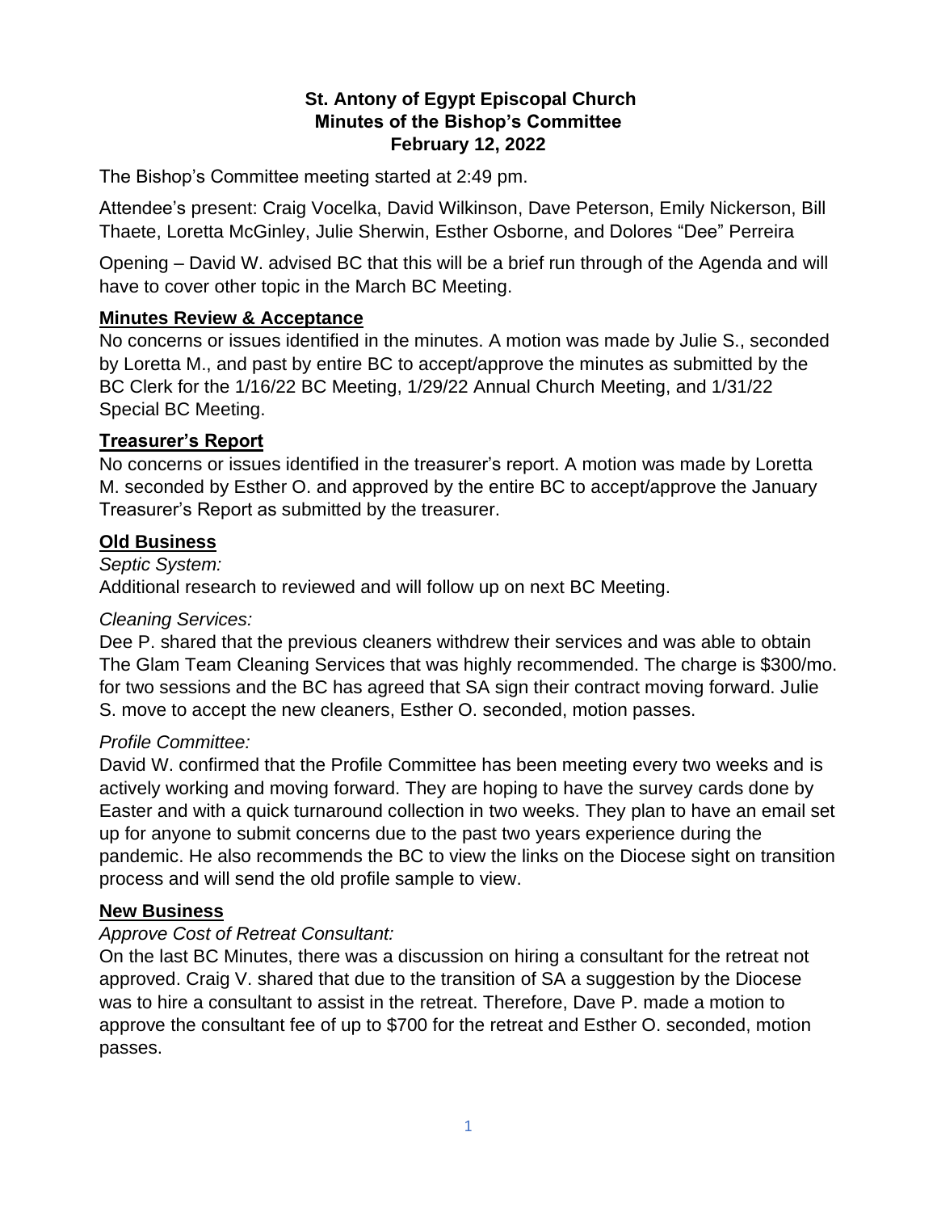# St. Antony of Egypt Episcopal Church
## Minutes of the Bishop's Committee
## February 12, 2022

The Bishop's Committee meeting started at 2:49 pm.

Attendee's present: Craig Vocelka, David Wilkinson, Dave Peterson, Emily Nickerson, Bill Thaete, Loretta McGinley, Julie Sherwin, Esther Osborne, and Dolores "Dee" Perreira

Opening – David W. advised BC that this will be a brief run through of the Agenda and will have to cover other topic in the March BC Meeting.

**Minutes Review & Acceptance**

No concerns or issues identified in the minutes. A motion was made by Julie S., seconded by Loretta M., and past by entire BC to accept/approve the minutes as submitted by the BC Clerk for the 1/16/22 BC Meeting, 1/29/22 Annual Church Meeting, and 1/31/22 Special BC Meeting.

**Treasurer's Report**

No concerns or issues identified in the treasurer's report. A motion was made by Loretta M. seconded by Esther O. and approved by the entire BC to accept/approve the January Treasurer's Report as submitted by the treasurer.

**Old Business**

*Septic System:*

Additional research to reviewed and will follow up on next BC Meeting.

*Cleaning Services:*

Dee P. shared that the previous cleaners withdrew their services and was able to obtain The Glam Team Cleaning Services that was highly recommended. The charge is $300/mo. for two sessions and the BC has agreed that SA sign their contract moving forward. Julie S. move to accept the new cleaners, Esther O. seconded, motion passes.

*Profile Committee:*

David W. confirmed that the Profile Committee has been meeting every two weeks and is actively working and moving forward. They are hoping to have the survey cards done by Easter and with a quick turnaround collection in two weeks. They plan to have an email set up for anyone to submit concerns due to the past two years experience during the pandemic. He also recommends the BC to view the links on the Diocese sight on transition process and will send the old profile sample to view.

**New Business**

*Approve Cost of Retreat Consultant:*

On the last BC Minutes, there was a discussion on hiring a consultant for the retreat not approved. Craig V. shared that due to the transition of SA a suggestion by the Diocese was to hire a consultant to assist in the retreat. Therefore, Dave P. made a motion to approve the consultant fee of up to $700 for the retreat and Esther O. seconded, motion passes.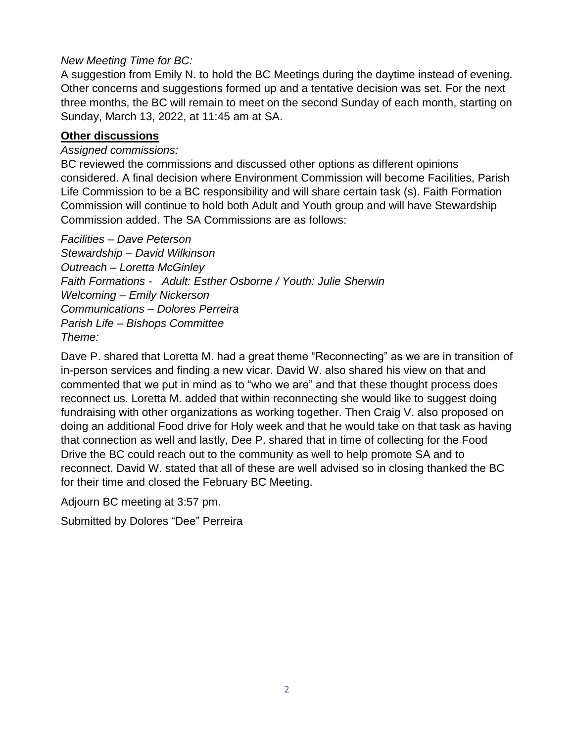*New Meeting Time for BC:*

A suggestion from Emily N. to hold the BC Meetings during the daytime instead of evening. Other concerns and suggestions formed up and a tentative decision was set. For the next three months, the BC will remain to meet on the second Sunday of each month, starting on Sunday, March 13, 2022, at 11:45 am at SA.

**Other discussions**

*Assigned commissions:*

BC reviewed the commissions and discussed other options as different opinions considered. A final decision where Environment Commission will become Facilities, Parish Life Commission to be a BC responsibility and will share certain task (s). Faith Formation Commission will continue to hold both Adult and Youth group and will have Stewardship Commission added. The SA Commissions are as follows:

*Facilities – Dave Peterson*
*Stewardship – David Wilkinson*
*Outreach – Loretta McGinley*
*Faith Formations - Adult: Esther Osborne / Youth: Julie Sherwin*
*Welcoming – Emily Nickerson*
*Communications – Dolores Perreira*
*Parish Life – Bishops Committee*
*Theme:*

Dave P. shared that Loretta M. had a great theme "Reconnecting" as we are in transition of in-person services and finding a new vicar. David W. also shared his view on that and commented that we put in mind as to "who we are" and that these thought process does reconnect us. Loretta M. added that within reconnecting she would like to suggest doing fundraising with other organizations as working together. Then Craig V. also proposed on doing an additional Food drive for Holy week and that he would take on that task as having that connection as well and lastly, Dee P. shared that in time of collecting for the Food Drive the BC could reach out to the community as well to help promote SA and to reconnect. David W. stated that all of these are well advised so in closing thanked the BC for their time and closed the February BC Meeting.

Adjourn BC meeting at 3:57 pm.

Submitted by Dolores "Dee" Perreira